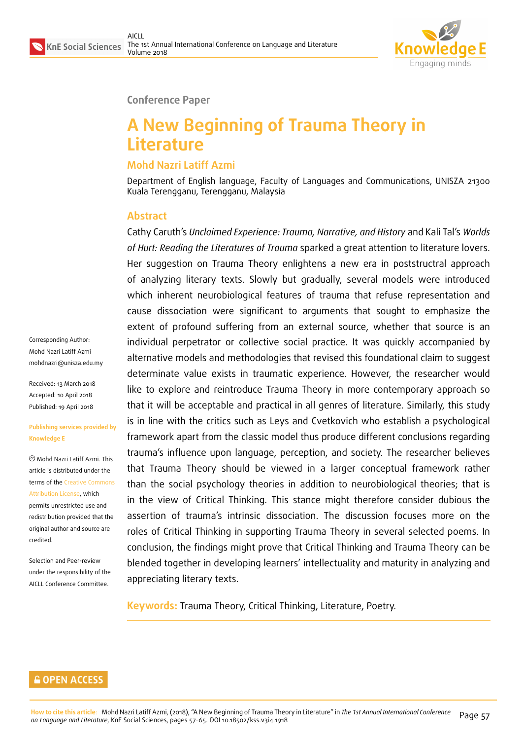Conference Paper

# A New Beginning of Trauma Theory in Literature

## Mohd Nazri Latiff Azmi

Department of English language, Faculty of Languages and Communications, UNISZA 21300 Kuala Terengganu, Terengganu, Malaysia

Corresponding Author: Mohd Nazri Latiff Azmi mohdnazri@unisza.edu.my

Received: 13 March 2018
Accepted: 10 April 2018
Published: 19 April 2018

Publishing services provided by Knowledge E

© Mohd Nazri Latiff Azmi. This article is distributed under the terms of the Creative Commons Attribution License, which permits unrestricted use and redistribution provided that the original author and source are credited.

Selection and Peer-review under the responsibility of the AICLL Conference Committee.

### Abstract

Cathy Caruth's *Unclaimed Experience: Trauma, Narrative, and History* and Kali Tal's *Worlds of Hurt: Reading the Literatures of Trauma* sparked a great attention to literature lovers. Her suggestion on Trauma Theory enlightens a new era in poststructral approach of analyzing literary texts. Slowly but gradually, several models were introduced which inherent neurobiological features of trauma that refuse representation and cause dissociation were significant to arguments that sought to emphasize the extent of profound suffering from an external source, whether that source is an individual perpetrator or collective social practice. It was quickly accompanied by alternative models and methodologies that revised this foundational claim to suggest determinate value exists in traumatic experience. However, the researcher would like to explore and reintroduce Trauma Theory in more contemporary approach so that it will be acceptable and practical in all genres of literature. Similarly, this study is in line with the critics such as Leys and Cvetkovich who establish a psychological framework apart from the classic model thus produce different conclusions regarding trauma's influence upon language, perception, and society. The researcher believes that Trauma Theory should be viewed in a larger conceptual framework rather than the social psychology theories in addition to neurobiological theories; that is in the view of Critical Thinking. This stance might therefore consider dubious the assertion of trauma's intrinsic dissociation. The discussion focuses more on the roles of Critical Thinking in supporting Trauma Theory in several selected poems. In conclusion, the findings might prove that Critical Thinking and Trauma Theory can be blended together in developing learners' intellectuality and maturity in analyzing and appreciating literary texts.

**Keywords:** Trauma Theory, Critical Thinking, Literature, Poetry.

OPEN ACCESS

How to cite this article: Mohd Nazri Latiff Azmi, (2018), "A New Beginning of Trauma Theory in Literature" in *The 1st Annual International Conference on Language and Literature*, KnE Social Sciences, pages 57–65. DOI 10.18502/kss.v3i4.1918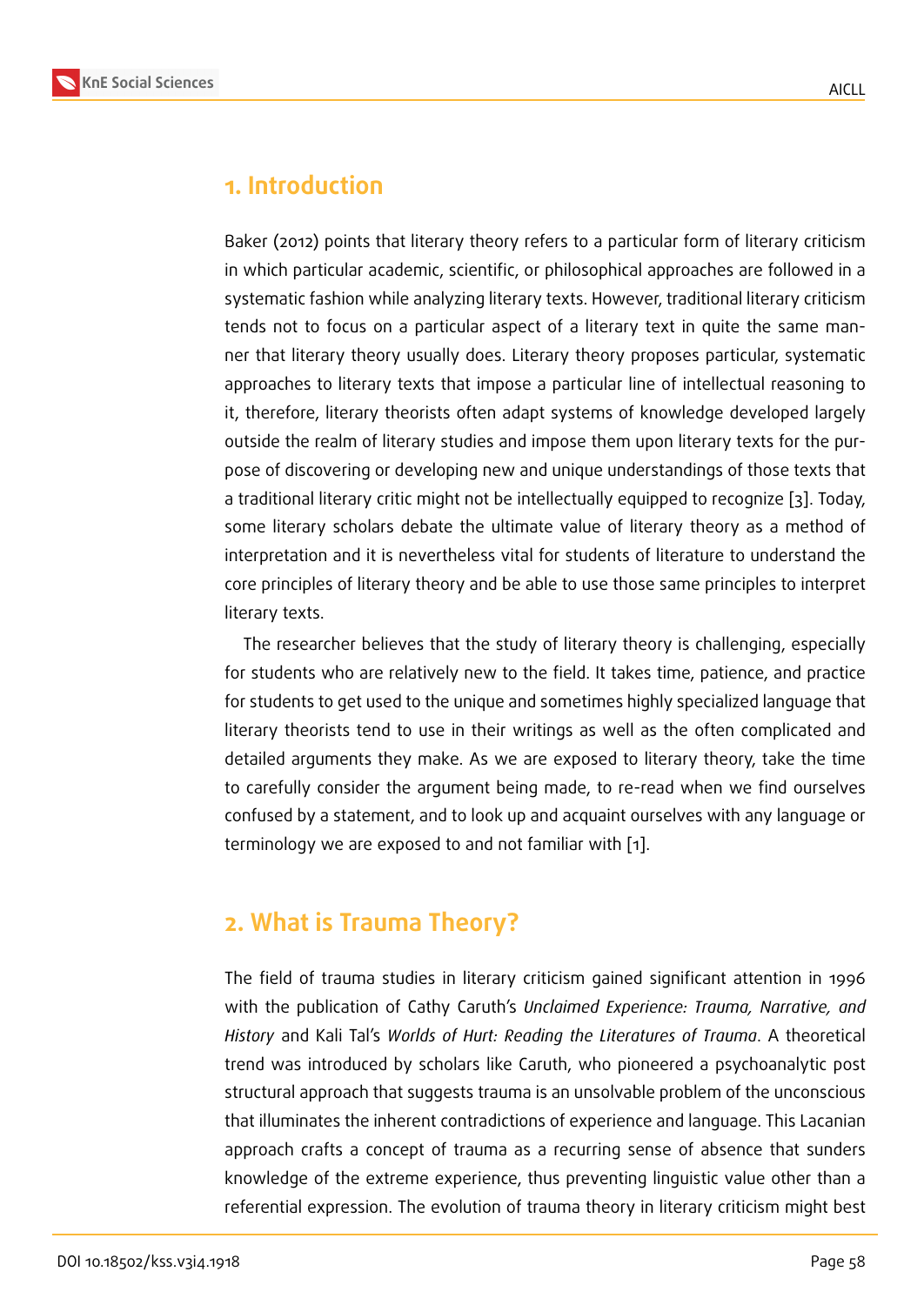## 1. Introduction

Baker (2012) points that literary theory refers to a particular form of literary criticism in which particular academic, scientific, or philosophical approaches are followed in a systematic fashion while analyzing literary texts. However, traditional literary criticism tends not to focus on a particular aspect of a literary text in quite the same manner that literary theory usually does. Literary theory proposes particular, systematic approaches to literary texts that impose a particular line of intellectual reasoning to it, therefore, literary theorists often adapt systems of knowledge developed largely outside the realm of literary studies and impose them upon literary texts for the purpose of discovering or developing new and unique understandings of those texts that a traditional literary critic might not be intellectually equipped to recognize [3]. Today, some literary scholars debate the ultimate value of literary theory as a method of interpretation and it is nevertheless vital for students of literature to understand the core principles of literary theory and be able to use those same principles to interpret literary texts.

The researcher believes that the study of literary theory is challenging, especially for students who are relatively new to the field. It takes time, patience, and practice for students to get used to the unique and sometimes highly specialized language that literary theorists tend to use in their writings as well as the often complicated and detailed arguments they make. As we are exposed to literary theory, take the time to carefully consider the argument being made, to re-read when we find ourselves confused by a statement, and to look up and acquaint ourselves with any language or terminology we are exposed to and not familiar with [1].

## 2. What is Trauma Theory?

The field of trauma studies in literary criticism gained significant attention in 1996 with the publication of Cathy Caruth's *Unclaimed Experience: Trauma, Narrative, and History* and Kali Tal's *Worlds of Hurt: Reading the Literatures of Trauma*. A theoretical trend was introduced by scholars like Caruth, who pioneered a psychoanalytic post structural approach that suggests trauma is an unsolvable problem of the unconscious that illuminates the inherent contradictions of experience and language. This Lacanian approach crafts a concept of trauma as a recurring sense of absence that sunders knowledge of the extreme experience, thus preventing linguistic value other than a referential expression. The evolution of trauma theory in literary criticism might best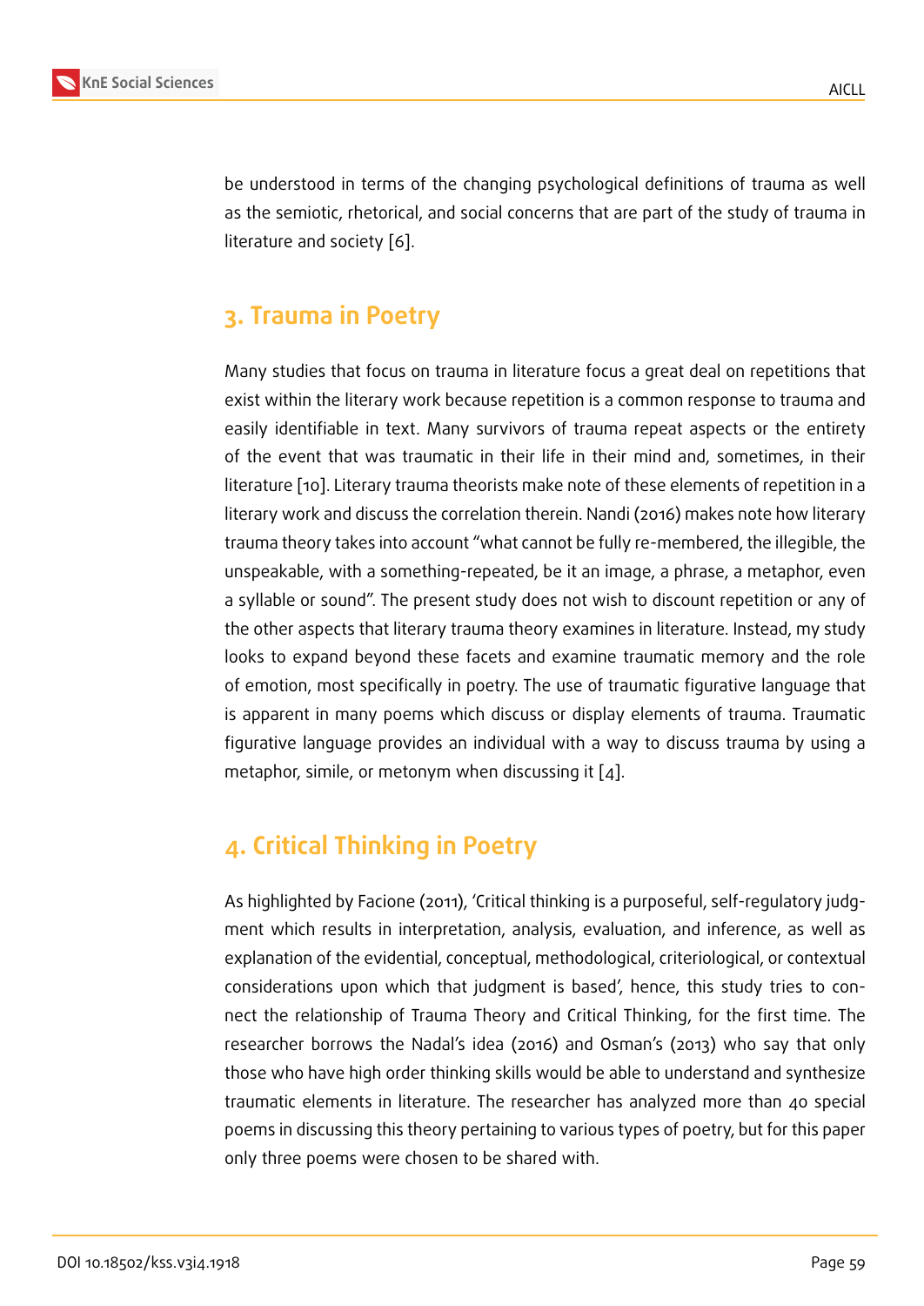be understood in terms of the changing psychological definitions of trauma as well as the semiotic, rhetorical, and social concerns that are part of the study of trauma in literature and society [6].

## 3. Trauma in Poetry

Many studies that focus on trauma in literature focus a great deal on repetitions that exist within the literary work because repetition is a common response to trauma and easily identifiable in text. Many survivors of trauma repeat aspects or the entirety of the event that was traumatic in their life in their mind and, sometimes, in their literature [10]. Literary trauma theorists make note of these elements of repetition in a literary work and discuss the correlation therein. Nandi (2016) makes note how literary trauma theory takes into account "what cannot be fully re-membered, the illegible, the unspeakable, with a something-repeated, be it an image, a phrase, a metaphor, even a syllable or sound". The present study does not wish to discount repetition or any of the other aspects that literary trauma theory examines in literature. Instead, my study looks to expand beyond these facets and examine traumatic memory and the role of emotion, most specifically in poetry. The use of traumatic figurative language that is apparent in many poems which discuss or display elements of trauma. Traumatic figurative language provides an individual with a way to discuss trauma by using a metaphor, simile, or metonym when discussing it [4].

## 4. Critical Thinking in Poetry

As highlighted by Facione (2011), 'Critical thinking is a purposeful, self-regulatory judgment which results in interpretation, analysis, evaluation, and inference, as well as explanation of the evidential, conceptual, methodological, criteriological, or contextual considerations upon which that judgment is based', hence, this study tries to connect the relationship of Trauma Theory and Critical Thinking, for the first time. The researcher borrows the Nadal's idea (2016) and Osman's (2013) who say that only those who have high order thinking skills would be able to understand and synthesize traumatic elements in literature. The researcher has analyzed more than 40 special poems in discussing this theory pertaining to various types of poetry, but for this paper only three poems were chosen to be shared with.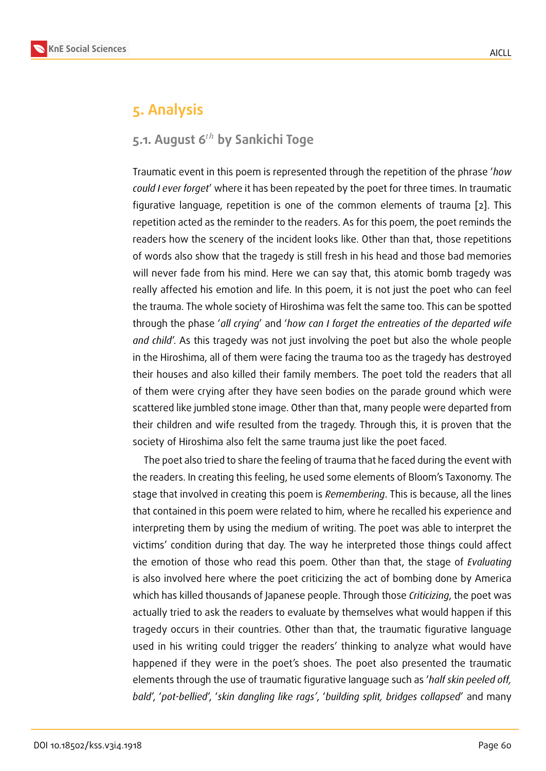# 5. Analysis

## 5.1. August 6$^{th}$ by Sankichi Toge

Traumatic event in this poem is represented through the repetition of the phrase '*how could I ever forget*' where it has been repeated by the poet for three times. In traumatic figurative language, repetition is one of the common elements of trauma [2]. This repetition acted as the reminder to the readers. As for this poem, the poet reminds the readers how the scenery of the incident looks like. Other than that, those repetitions of words also show that the tragedy is still fresh in his head and those bad memories will never fade from his mind. Here we can say that, this atomic bomb tragedy was really affected his emotion and life. In this poem, it is not just the poet who can feel the trauma. The whole society of Hiroshima was felt the same too. This can be spotted through the phase '*all crying*' and '*how can I forget the entreaties of the departed wife and child*'. As this tragedy was not just involving the poet but also the whole people in the Hiroshima, all of them were facing the trauma too as the tragedy has destroyed their houses and also killed their family members. The poet told the readers that all of them were crying after they have seen bodies on the parade ground which were scattered like jumbled stone image. Other than that, many people were departed from their children and wife resulted from the tragedy. Through this, it is proven that the society of Hiroshima also felt the same trauma just like the poet faced.

The poet also tried to share the feeling of trauma that he faced during the event with the readers. In creating this feeling, he used some elements of Bloom's Taxonomy. The stage that involved in creating this poem is *Remembering*. This is because, all the lines that contained in this poem were related to him, where he recalled his experience and interpreting them by using the medium of writing. The poet was able to interpret the victims' condition during that day. The way he interpreted those things could affect the emotion of those who read this poem. Other than that, the stage of *Evaluating* is also involved here where the poet criticizing the act of bombing done by America which has killed thousands of Japanese people. Through those *Criticizing*, the poet was actually tried to ask the readers to evaluate by themselves what would happen if this tragedy occurs in their countries. Other than that, the traumatic figurative language used in his writing could trigger the readers' thinking to analyze what would have happened if they were in the poet's shoes. The poet also presented the traumatic elements through the use of traumatic figurative language such as '*half skin peeled off, bald*', '*pot-bellied*', '*skin dangling like rags*', '*building split, bridges collapsed*' and many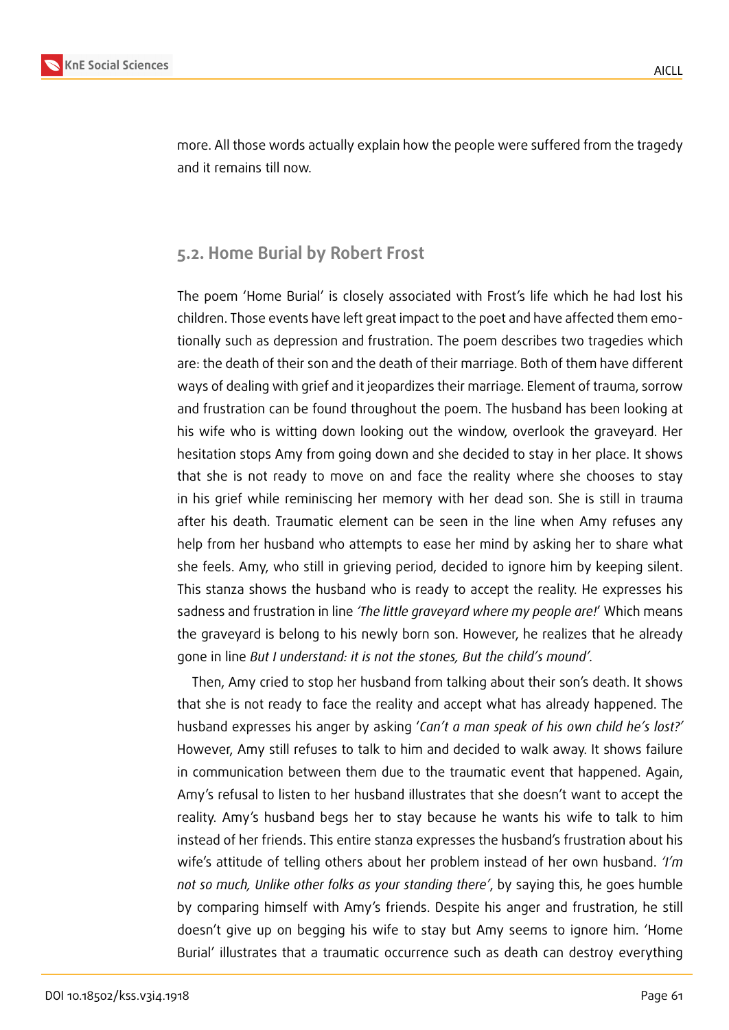more. All those words actually explain how the people were suffered from the tragedy and it remains till now.

## 5.2. Home Burial by Robert Frost

The poem 'Home Burial' is closely associated with Frost's life which he had lost his children. Those events have left great impact to the poet and have affected them emotionally such as depression and frustration. The poem describes two tragedies which are: the death of their son and the death of their marriage. Both of them have different ways of dealing with grief and it jeopardizes their marriage. Element of trauma, sorrow and frustration can be found throughout the poem. The husband has been looking at his wife who is witting down looking out the window, overlook the graveyard. Her hesitation stops Amy from going down and she decided to stay in her place. It shows that she is not ready to move on and face the reality where she chooses to stay in his grief while reminiscing her memory with her dead son. She is still in trauma after his death. Traumatic element can be seen in the line when Amy refuses any help from her husband who attempts to ease her mind by asking her to share what she feels. Amy, who still in grieving period, decided to ignore him by keeping silent. This stanza shows the husband who is ready to accept the reality. He expresses his sadness and frustration in line *'The little graveyard where my people are!*' Which means the graveyard is belong to his newly born son. However, he realizes that he already gone in line *But I understand: it is not the stones, But the child's mound'.*

Then, Amy cried to stop her husband from talking about their son's death. It shows that she is not ready to face the reality and accept what has already happened. The husband expresses his anger by asking '*Can't a man speak of his own child he's lost?'* However, Amy still refuses to talk to him and decided to walk away. It shows failure in communication between them due to the traumatic event that happened. Again, Amy's refusal to listen to her husband illustrates that she doesn't want to accept the reality. Amy's husband begs her to stay because he wants his wife to talk to him instead of her friends. This entire stanza expresses the husband's frustration about his wife's attitude of telling others about her problem instead of her own husband. *'I'm not so much, Unlike other folks as your standing there'*, by saying this, he goes humble by comparing himself with Amy's friends. Despite his anger and frustration, he still doesn't give up on begging his wife to stay but Amy seems to ignore him. 'Home Burial' illustrates that a traumatic occurrence such as death can destroy everything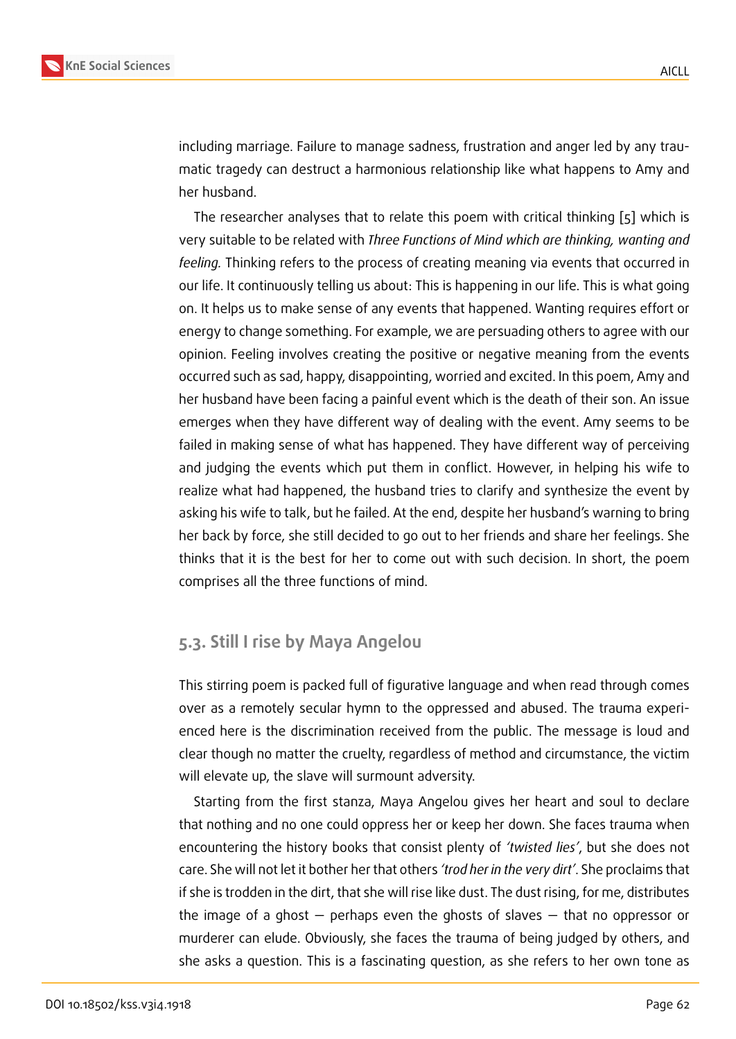including marriage. Failure to manage sadness, frustration and anger led by any traumatic tragedy can destruct a harmonious relationship like what happens to Amy and her husband.

The researcher analyses that to relate this poem with critical thinking [5] which is very suitable to be related with *Three Functions of Mind which are thinking, wanting and feeling.* Thinking refers to the process of creating meaning via events that occurred in our life. It continuously telling us about: This is happening in our life. This is what going on. It helps us to make sense of any events that happened. Wanting requires effort or energy to change something. For example, we are persuading others to agree with our opinion. Feeling involves creating the positive or negative meaning from the events occurred such as sad, happy, disappointing, worried and excited. In this poem, Amy and her husband have been facing a painful event which is the death of their son. An issue emerges when they have different way of dealing with the event. Amy seems to be failed in making sense of what has happened. They have different way of perceiving and judging the events which put them in conflict. However, in helping his wife to realize what had happened, the husband tries to clarify and synthesize the event by asking his wife to talk, but he failed. At the end, despite her husband's warning to bring her back by force, she still decided to go out to her friends and share her feelings. She thinks that it is the best for her to come out with such decision. In short, the poem comprises all the three functions of mind.

### 5.3. Still I rise by Maya Angelou

This stirring poem is packed full of figurative language and when read through comes over as a remotely secular hymn to the oppressed and abused. The trauma experienced here is the discrimination received from the public. The message is loud and clear though no matter the cruelty, regardless of method and circumstance, the victim will elevate up, the slave will surmount adversity.

Starting from the first stanza, Maya Angelou gives her heart and soul to declare that nothing and no one could oppress her or keep her down. She faces trauma when encountering the history books that consist plenty of *'twisted lies'*, but she does not care. She will not let it bother her that others *'trod her in the very dirt'*. She proclaims that if she is trodden in the dirt, that she will rise like dust. The dust rising, for me, distributes the image of a ghost — perhaps even the ghosts of slaves — that no oppressor or murderer can elude. Obviously, she faces the trauma of being judged by others, and she asks a question. This is a fascinating question, as she refers to her own tone as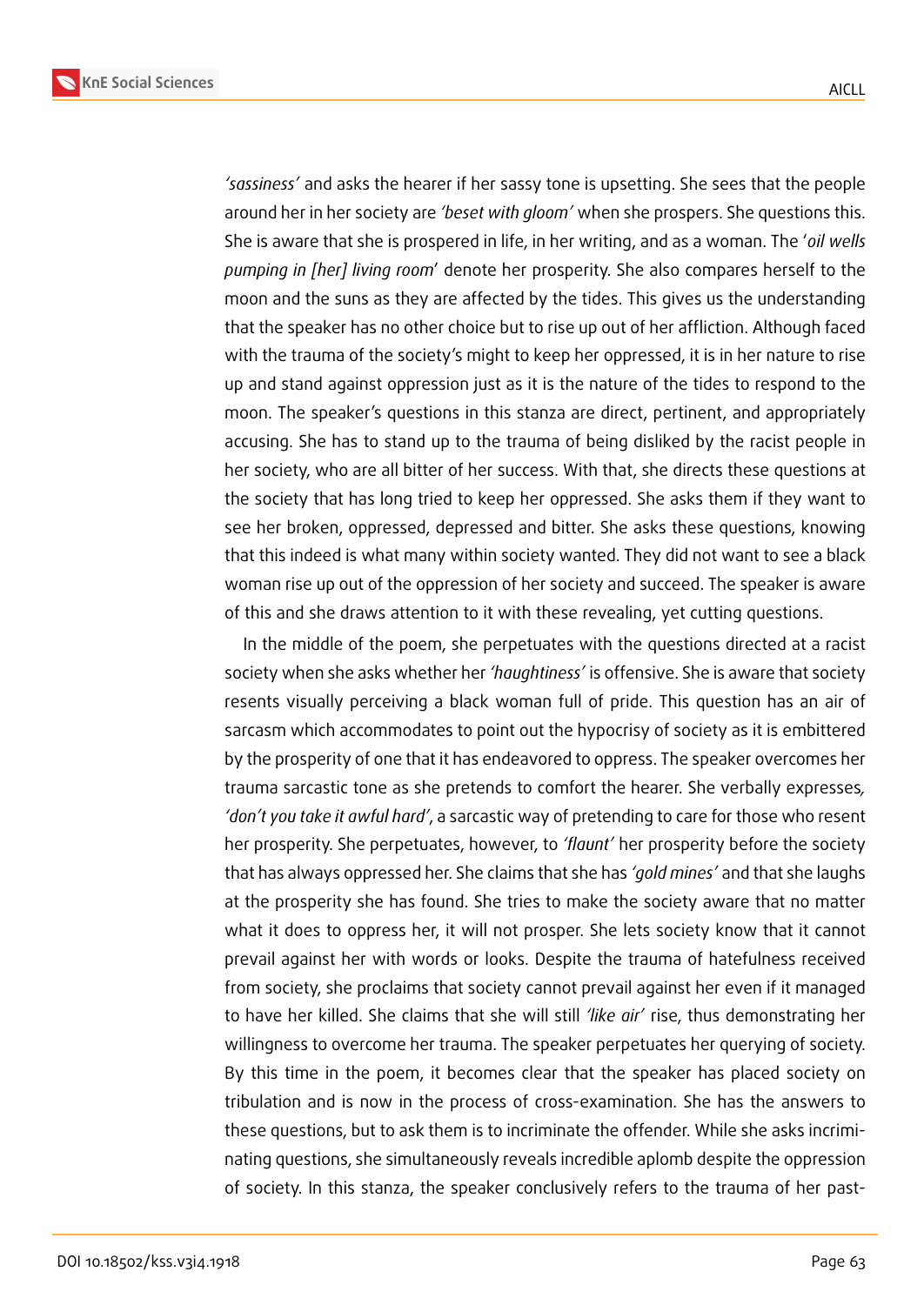*'sassiness'* and asks the hearer if her sassy tone is upsetting. She sees that the people around her in her society are *'beset with gloom'* when she prospers. She questions this. She is aware that she is prospered in life, in her writing, and as a woman. The '*oil wells pumping in [her] living room*' denote her prosperity. She also compares herself to the moon and the suns as they are affected by the tides. This gives us the understanding that the speaker has no other choice but to rise up out of her affliction. Although faced with the trauma of the society's might to keep her oppressed, it is in her nature to rise up and stand against oppression just as it is the nature of the tides to respond to the moon. The speaker's questions in this stanza are direct, pertinent, and appropriately accusing. She has to stand up to the trauma of being disliked by the racist people in her society, who are all bitter of her success. With that, she directs these questions at the society that has long tried to keep her oppressed. She asks them if they want to see her broken, oppressed, depressed and bitter. She asks these questions, knowing that this indeed is what many within society wanted. They did not want to see a black woman rise up out of the oppression of her society and succeed. The speaker is aware of this and she draws attention to it with these revealing, yet cutting questions.

In the middle of the poem, she perpetuates with the questions directed at a racist society when she asks whether her *'haughtiness'* is offensive. She is aware that society resents visually perceiving a black woman full of pride. This question has an air of sarcasm which accommodates to point out the hypocrisy of society as it is embittered by the prosperity of one that it has endeavored to oppress. The speaker overcomes her trauma sarcastic tone as she pretends to comfort the hearer. She verbally expresses*, 'don't you take it awful hard'*, a sarcastic way of pretending to care for those who resent her prosperity. She perpetuates, however, to *'flaunt'* her prosperity before the society that has always oppressed her. She claims that she has *'gold mines'* and that she laughs at the prosperity she has found. She tries to make the society aware that no matter what it does to oppress her, it will not prosper. She lets society know that it cannot prevail against her with words or looks. Despite the trauma of hatefulness received from society, she proclaims that society cannot prevail against her even if it managed to have her killed. She claims that she will still *'like air'* rise, thus demonstrating her willingness to overcome her trauma. The speaker perpetuates her querying of society. By this time in the poem, it becomes clear that the speaker has placed society on tribulation and is now in the process of cross-examination. She has the answers to these questions, but to ask them is to incriminate the offender. While she asks incriminating questions, she simultaneously reveals incredible aplomb despite the oppression of society. In this stanza, the speaker conclusively refers to the trauma of her past-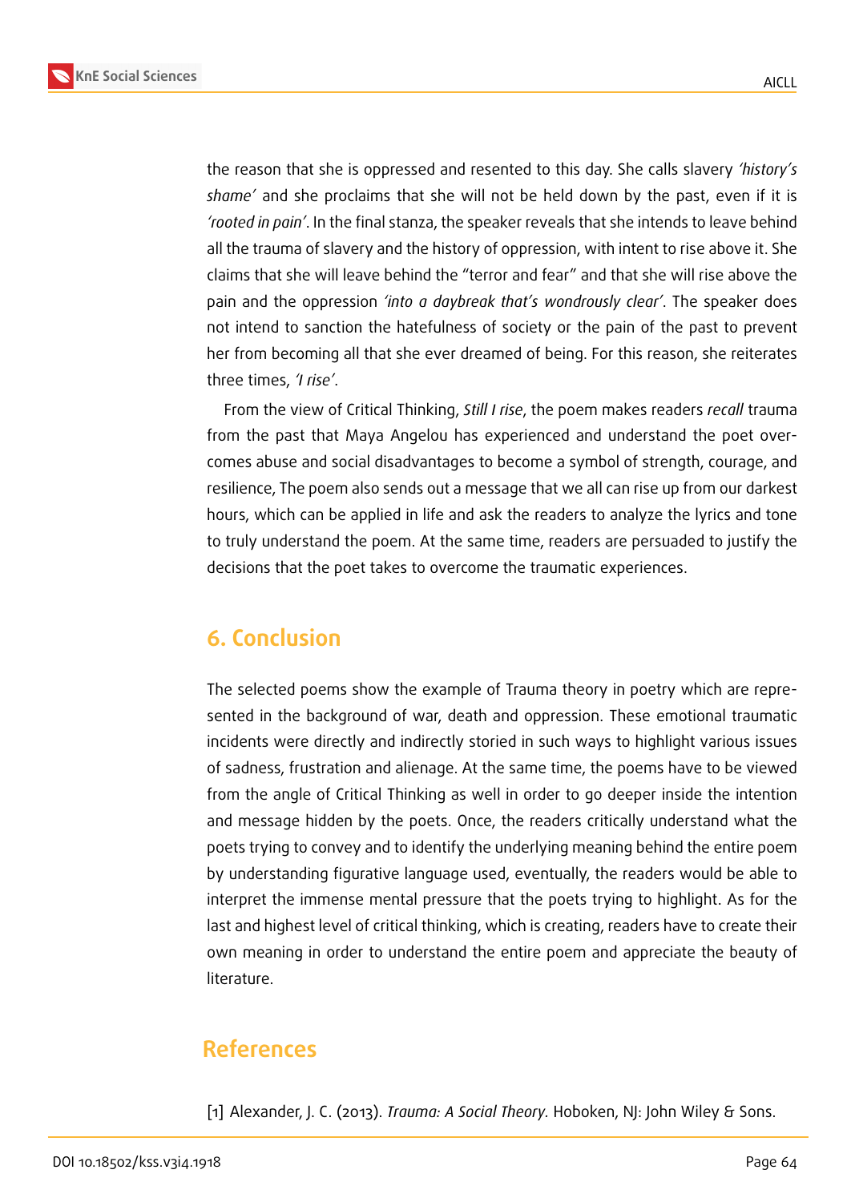the reason that she is oppressed and resented to this day. She calls slavery *'history's shame'* and she proclaims that she will not be held down by the past, even if it is *'rooted in pain'*. In the final stanza, the speaker reveals that she intends to leave behind all the trauma of slavery and the history of oppression, with intent to rise above it. She claims that she will leave behind the "terror and fear" and that she will rise above the pain and the oppression *'into a daybreak that's wondrously clear'*. The speaker does not intend to sanction the hatefulness of society or the pain of the past to prevent her from becoming all that she ever dreamed of being. For this reason, she reiterates three times, *'I rise'*.

From the view of Critical Thinking, *Still I rise*, the poem makes readers *recall* trauma from the past that Maya Angelou has experienced and understand the poet overcomes abuse and social disadvantages to become a symbol of strength, courage, and resilience, The poem also sends out a message that we all can rise up from our darkest hours, which can be applied in life and ask the readers to analyze the lyrics and tone to truly understand the poem. At the same time, readers are persuaded to justify the decisions that the poet takes to overcome the traumatic experiences.

## 6. Conclusion

The selected poems show the example of Trauma theory in poetry which are represented in the background of war, death and oppression. These emotional traumatic incidents were directly and indirectly storied in such ways to highlight various issues of sadness, frustration and alienage. At the same time, the poems have to be viewed from the angle of Critical Thinking as well in order to go deeper inside the intention and message hidden by the poets. Once, the readers critically understand what the poets trying to convey and to identify the underlying meaning behind the entire poem by understanding figurative language used, eventually, the readers would be able to interpret the immense mental pressure that the poets trying to highlight. As for the last and highest level of critical thinking, which is creating, readers have to create their own meaning in order to understand the entire poem and appreciate the beauty of literature.

## References

[1] Alexander, J. C. (2013). *Trauma: A Social Theory.* Hoboken, NJ: John Wiley & Sons.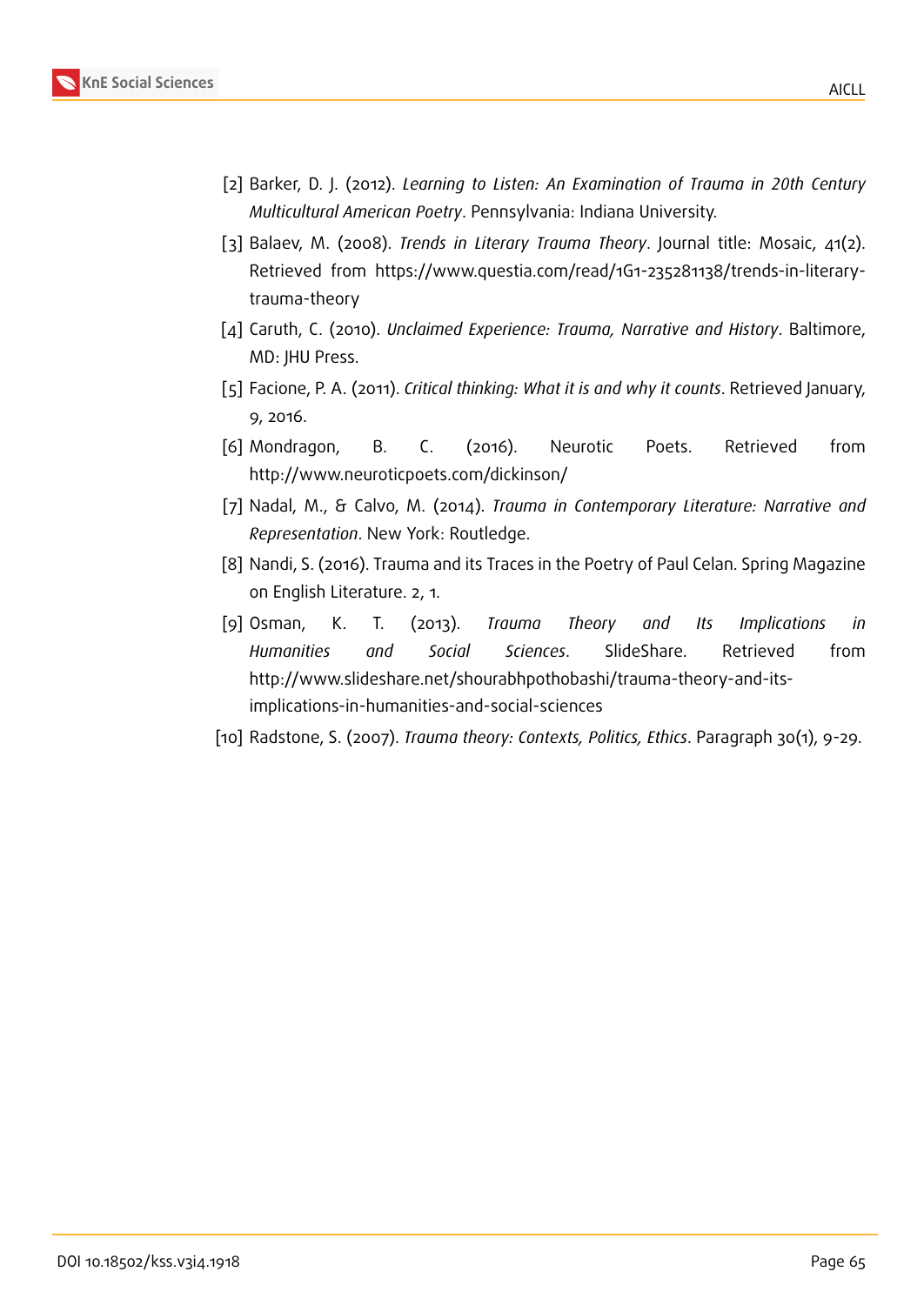[2] Barker, D. J. (2012). *Learning to Listen: An Examination of Trauma in 20th Century Multicultural American Poetry*. Pennsylvania: Indiana University.

[3] Balaev, M. (2008). *Trends in Literary Trauma Theory*. Journal title: Mosaic, 41(2). Retrieved from https://www.questia.com/read/1G1-235281138/trends-in-literary-trauma-theory

[4] Caruth, C. (2010). *Unclaimed Experience: Trauma, Narrative and History*. Baltimore, MD: JHU Press.

[5] Facione, P. A. (2011). *Critical thinking: What it is and why it counts*. Retrieved January, 9, 2016.

[6] Mondragon, B. C. (2016). Neurotic Poets. Retrieved from http://www.neuroticpoets.com/dickinson/

[7] Nadal, M., & Calvo, M. (2014). *Trauma in Contemporary Literature: Narrative and Representation*. New York: Routledge.

[8] Nandi, S. (2016). Trauma and its Traces in the Poetry of Paul Celan. Spring Magazine on English Literature. 2, 1.

[9] Osman, K. T. (2013). *Trauma Theory and Its Implications in Humanities and Social Sciences*. SlideShare. Retrieved from http://www.slideshare.net/shourabhpothobashi/trauma-theory-and-its-implications-in-humanities-and-social-sciences

[10] Radstone, S. (2007). *Trauma theory: Contexts, Politics, Ethics*. Paragraph 30(1), 9-29.